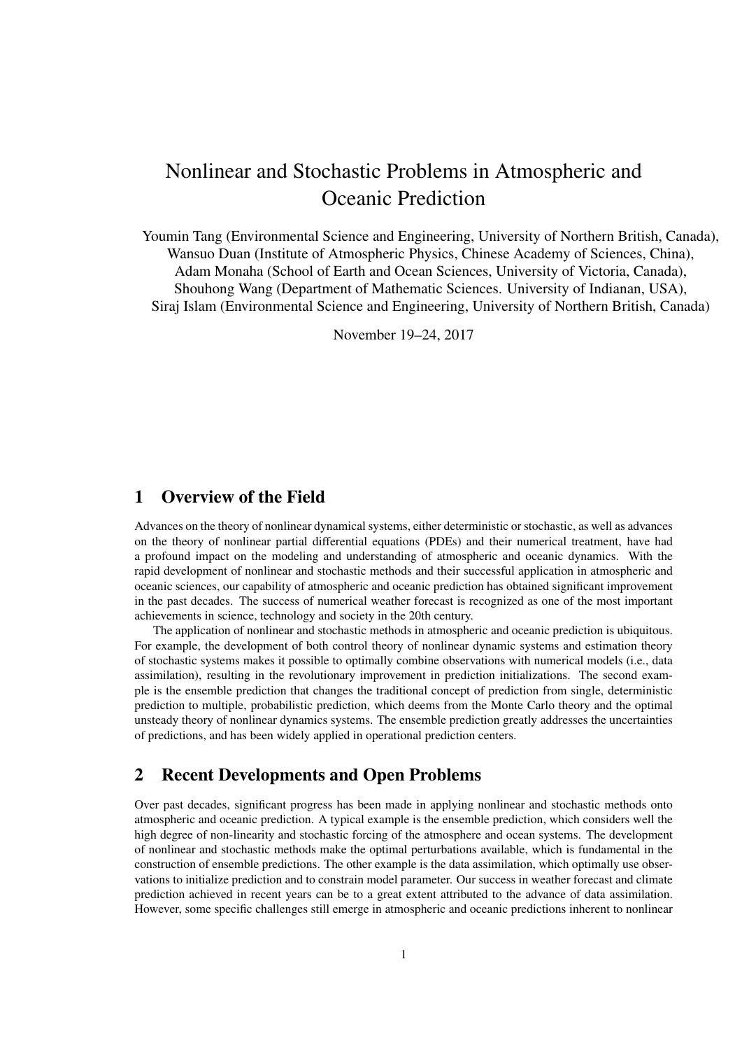# Nonlinear and Stochastic Problems in Atmospheric and Oceanic Prediction

Youmin Tang (Environmental Science and Engineering, University of Northern British, Canada),
Wansuo Duan (Institute of Atmospheric Physics, Chinese Academy of Sciences, China),
Adam Monaha (School of Earth and Ocean Sciences, University of Victoria, Canada),
Shouhong Wang (Department of Mathematic Sciences. University of Indianan, USA),
Siraj Islam (Environmental Science and Engineering, University of Northern British, Canada)

November 19–24, 2017

## 1 Overview of the Field

Advances on the theory of nonlinear dynamical systems, either deterministic or stochastic, as well as advances on the theory of nonlinear partial differential equations (PDEs) and their numerical treatment, have had a profound impact on the modeling and understanding of atmospheric and oceanic dynamics. With the rapid development of nonlinear and stochastic methods and their successful application in atmospheric and oceanic sciences, our capability of atmospheric and oceanic prediction has obtained significant improvement in the past decades. The success of numerical weather forecast is recognized as one of the most important achievements in science, technology and society in the 20th century.

The application of nonlinear and stochastic methods in atmospheric and oceanic prediction is ubiquitous. For example, the development of both control theory of nonlinear dynamic systems and estimation theory of stochastic systems makes it possible to optimally combine observations with numerical models (i.e., data assimilation), resulting in the revolutionary improvement in prediction initializations. The second example is the ensemble prediction that changes the traditional concept of prediction from single, deterministic prediction to multiple, probabilistic prediction, which deems from the Monte Carlo theory and the optimal unsteady theory of nonlinear dynamics systems. The ensemble prediction greatly addresses the uncertainties of predictions, and has been widely applied in operational prediction centers.

## 2 Recent Developments and Open Problems

Over past decades, significant progress has been made in applying nonlinear and stochastic methods onto atmospheric and oceanic prediction. A typical example is the ensemble prediction, which considers well the high degree of non-linearity and stochastic forcing of the atmosphere and ocean systems. The development of nonlinear and stochastic methods make the optimal perturbations available, which is fundamental in the construction of ensemble predictions. The other example is the data assimilation, which optimally use observations to initialize prediction and to constrain model parameter. Our success in weather forecast and climate prediction achieved in recent years can be to a great extent attributed to the advance of data assimilation. However, some specific challenges still emerge in atmospheric and oceanic predictions inherent to nonlinear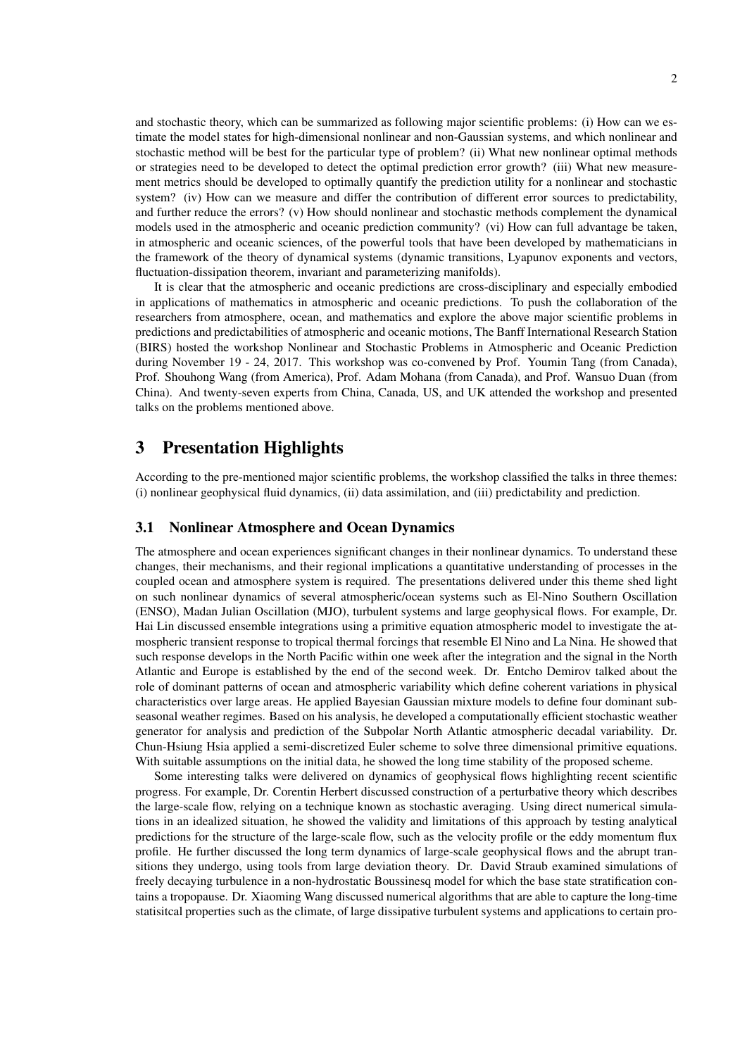and stochastic theory, which can be summarized as following major scientific problems: (i) How can we estimate the model states for high-dimensional nonlinear and non-Gaussian systems, and which nonlinear and stochastic method will be best for the particular type of problem? (ii) What new nonlinear optimal methods or strategies need to be developed to detect the optimal prediction error growth? (iii) What new measurement metrics should be developed to optimally quantify the prediction utility for a nonlinear and stochastic system? (iv) How can we measure and differ the contribution of different error sources to predictability, and further reduce the errors? (v) How should nonlinear and stochastic methods complement the dynamical models used in the atmospheric and oceanic prediction community? (vi) How can full advantage be taken, in atmospheric and oceanic sciences, of the powerful tools that have been developed by mathematicians in the framework of the theory of dynamical systems (dynamic transitions, Lyapunov exponents and vectors, fluctuation-dissipation theorem, invariant and parameterizing manifolds).

It is clear that the atmospheric and oceanic predictions are cross-disciplinary and especially embodied in applications of mathematics in atmospheric and oceanic predictions. To push the collaboration of the researchers from atmosphere, ocean, and mathematics and explore the above major scientific problems in predictions and predictabilities of atmospheric and oceanic motions, The Banff International Research Station (BIRS) hosted the workshop Nonlinear and Stochastic Problems in Atmospheric and Oceanic Prediction during November 19 - 24, 2017. This workshop was co-convened by Prof. Youmin Tang (from Canada), Prof. Shouhong Wang (from America), Prof. Adam Mohana (from Canada), and Prof. Wansuo Duan (from China). And twenty-seven experts from China, Canada, US, and UK attended the workshop and presented talks on the problems mentioned above.

# 3 Presentation Highlights

According to the pre-mentioned major scientific problems, the workshop classified the talks in three themes: (i) nonlinear geophysical fluid dynamics, (ii) data assimilation, and (iii) predictability and prediction.

## 3.1 Nonlinear Atmosphere and Ocean Dynamics

The atmosphere and ocean experiences significant changes in their nonlinear dynamics. To understand these changes, their mechanisms, and their regional implications a quantitative understanding of processes in the coupled ocean and atmosphere system is required. The presentations delivered under this theme shed light on such nonlinear dynamics of several atmospheric/ocean systems such as El-Nino Southern Oscillation (ENSO), Madan Julian Oscillation (MJO), turbulent systems and large geophysical flows. For example, Dr. Hai Lin discussed ensemble integrations using a primitive equation atmospheric model to investigate the atmospheric transient response to tropical thermal forcings that resemble El Nino and La Nina. He showed that such response develops in the North Pacific within one week after the integration and the signal in the North Atlantic and Europe is established by the end of the second week. Dr. Entcho Demirov talked about the role of dominant patterns of ocean and atmospheric variability which define coherent variations in physical characteristics over large areas. He applied Bayesian Gaussian mixture models to define four dominant subseasonal weather regimes. Based on his analysis, he developed a computationally efficient stochastic weather generator for analysis and prediction of the Subpolar North Atlantic atmospheric decadal variability. Dr. Chun-Hsiung Hsia applied a semi-discretized Euler scheme to solve three dimensional primitive equations. With suitable assumptions on the initial data, he showed the long time stability of the proposed scheme.

Some interesting talks were delivered on dynamics of geophysical flows highlighting recent scientific progress. For example, Dr. Corentin Herbert discussed construction of a perturbative theory which describes the large-scale flow, relying on a technique known as stochastic averaging. Using direct numerical simulations in an idealized situation, he showed the validity and limitations of this approach by testing analytical predictions for the structure of the large-scale flow, such as the velocity profile or the eddy momentum flux profile. He further discussed the long term dynamics of large-scale geophysical flows and the abrupt transitions they undergo, using tools from large deviation theory. Dr. David Straub examined simulations of freely decaying turbulence in a non-hydrostatic Boussinesq model for which the base state stratification contains a tropopause. Dr. Xiaoming Wang discussed numerical algorithms that are able to capture the long-time statisitcal properties such as the climate, of large dissipative turbulent systems and applications to certain pro-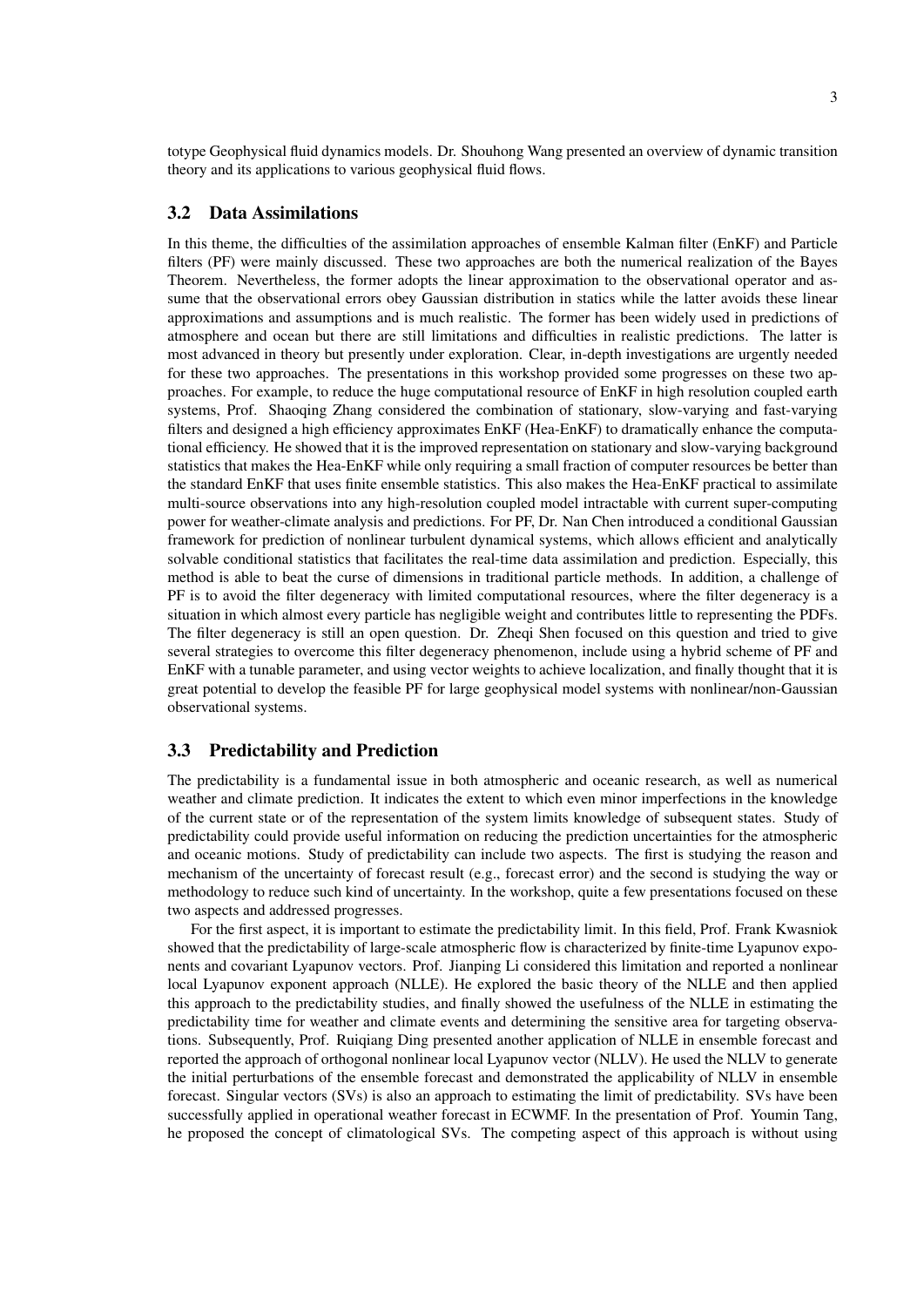totype Geophysical fluid dynamics models. Dr. Shouhong Wang presented an overview of dynamic transition theory and its applications to various geophysical fluid flows.

### 3.2 Data Assimilations

In this theme, the difficulties of the assimilation approaches of ensemble Kalman filter (EnKF) and Particle filters (PF) were mainly discussed. These two approaches are both the numerical realization of the Bayes Theorem. Nevertheless, the former adopts the linear approximation to the observational operator and assume that the observational errors obey Gaussian distribution in statics while the latter avoids these linear approximations and assumptions and is much realistic. The former has been widely used in predictions of atmosphere and ocean but there are still limitations and difficulties in realistic predictions. The latter is most advanced in theory but presently under exploration. Clear, in-depth investigations are urgently needed for these two approaches. The presentations in this workshop provided some progresses on these two approaches. For example, to reduce the huge computational resource of EnKF in high resolution coupled earth systems, Prof. Shaoqing Zhang considered the combination of stationary, slow-varying and fast-varying filters and designed a high efficiency approximates EnKF (Hea-EnKF) to dramatically enhance the computational efficiency. He showed that it is the improved representation on stationary and slow-varying background statistics that makes the Hea-EnKF while only requiring a small fraction of computer resources be better than the standard EnKF that uses finite ensemble statistics. This also makes the Hea-EnKF practical to assimilate multi-source observations into any high-resolution coupled model intractable with current super-computing power for weather-climate analysis and predictions. For PF, Dr. Nan Chen introduced a conditional Gaussian framework for prediction of nonlinear turbulent dynamical systems, which allows efficient and analytically solvable conditional statistics that facilitates the real-time data assimilation and prediction. Especially, this method is able to beat the curse of dimensions in traditional particle methods. In addition, a challenge of PF is to avoid the filter degeneracy with limited computational resources, where the filter degeneracy is a situation in which almost every particle has negligible weight and contributes little to representing the PDFs. The filter degeneracy is still an open question. Dr. Zheqi Shen focused on this question and tried to give several strategies to overcome this filter degeneracy phenomenon, include using a hybrid scheme of PF and EnKF with a tunable parameter, and using vector weights to achieve localization, and finally thought that it is great potential to develop the feasible PF for large geophysical model systems with nonlinear/non-Gaussian observational systems.

### 3.3 Predictability and Prediction

The predictability is a fundamental issue in both atmospheric and oceanic research, as well as numerical weather and climate prediction. It indicates the extent to which even minor imperfections in the knowledge of the current state or of the representation of the system limits knowledge of subsequent states. Study of predictability could provide useful information on reducing the prediction uncertainties for the atmospheric and oceanic motions. Study of predictability can include two aspects. The first is studying the reason and mechanism of the uncertainty of forecast result (e.g., forecast error) and the second is studying the way or methodology to reduce such kind of uncertainty. In the workshop, quite a few presentations focused on these two aspects and addressed progresses.

For the first aspect, it is important to estimate the predictability limit. In this field, Prof. Frank Kwasniok showed that the predictability of large-scale atmospheric flow is characterized by finite-time Lyapunov exponents and covariant Lyapunov vectors. Prof. Jianping Li considered this limitation and reported a nonlinear local Lyapunov exponent approach (NLLE). He explored the basic theory of the NLLE and then applied this approach to the predictability studies, and finally showed the usefulness of the NLLE in estimating the predictability time for weather and climate events and determining the sensitive area for targeting observations. Subsequently, Prof. Ruiqiang Ding presented another application of NLLE in ensemble forecast and reported the approach of orthogonal nonlinear local Lyapunov vector (NLLV). He used the NLLV to generate the initial perturbations of the ensemble forecast and demonstrated the applicability of NLLV in ensemble forecast. Singular vectors (SVs) is also an approach to estimating the limit of predictability. SVs have been successfully applied in operational weather forecast in ECWMF. In the presentation of Prof. Youmin Tang, he proposed the concept of climatological SVs. The competing aspect of this approach is without using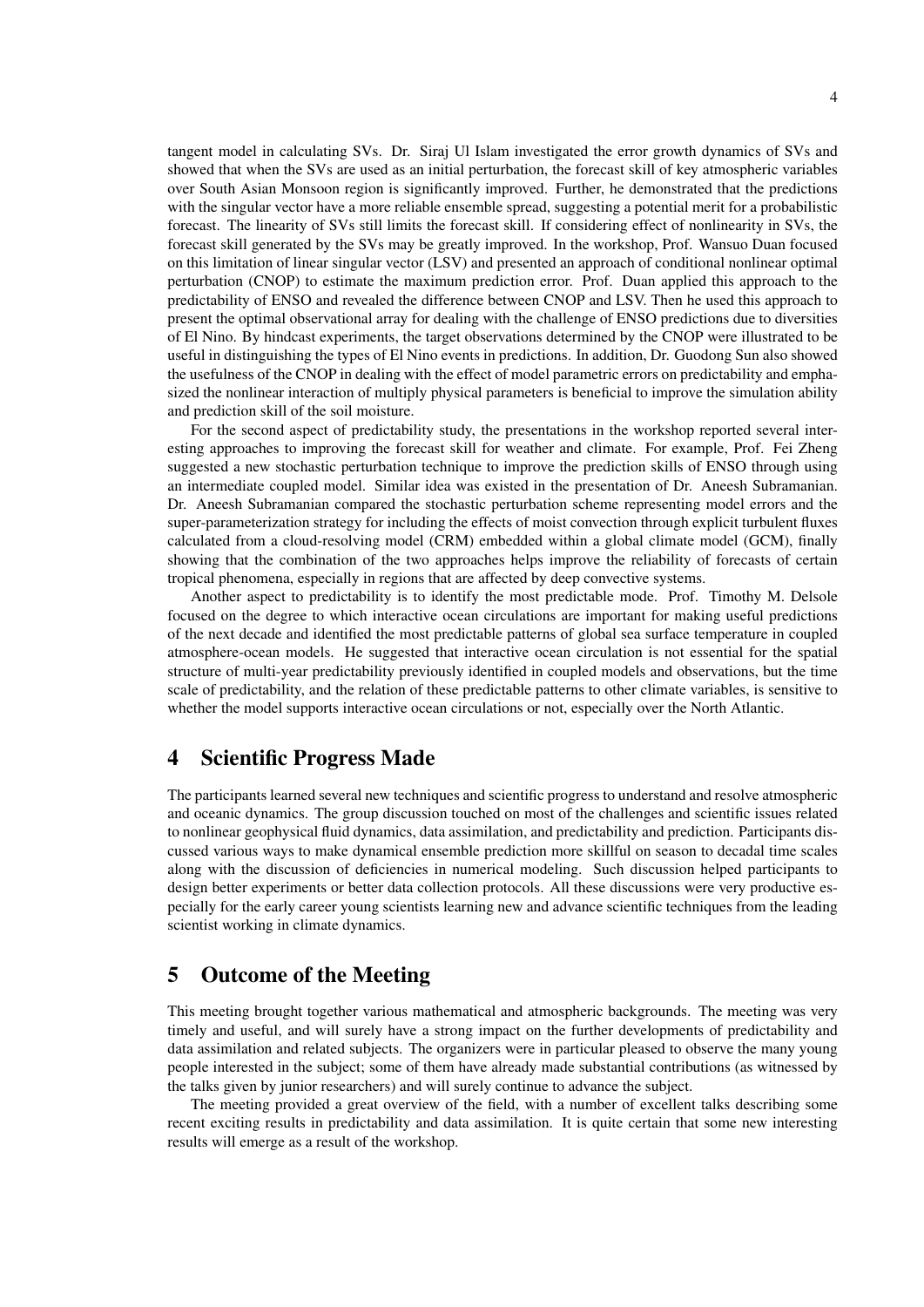tangent model in calculating SVs. Dr. Siraj Ul Islam investigated the error growth dynamics of SVs and showed that when the SVs are used as an initial perturbation, the forecast skill of key atmospheric variables over South Asian Monsoon region is significantly improved. Further, he demonstrated that the predictions with the singular vector have a more reliable ensemble spread, suggesting a potential merit for a probabilistic forecast. The linearity of SVs still limits the forecast skill. If considering effect of nonlinearity in SVs, the forecast skill generated by the SVs may be greatly improved. In the workshop, Prof. Wansuo Duan focused on this limitation of linear singular vector (LSV) and presented an approach of conditional nonlinear optimal perturbation (CNOP) to estimate the maximum prediction error. Prof. Duan applied this approach to the predictability of ENSO and revealed the difference between CNOP and LSV. Then he used this approach to present the optimal observational array for dealing with the challenge of ENSO predictions due to diversities of El Nino. By hindcast experiments, the target observations determined by the CNOP were illustrated to be useful in distinguishing the types of El Nino events in predictions. In addition, Dr. Guodong Sun also showed the usefulness of the CNOP in dealing with the effect of model parametric errors on predictability and emphasized the nonlinear interaction of multiply physical parameters is beneficial to improve the simulation ability and prediction skill of the soil moisture.

For the second aspect of predictability study, the presentations in the workshop reported several interesting approaches to improving the forecast skill for weather and climate. For example, Prof. Fei Zheng suggested a new stochastic perturbation technique to improve the prediction skills of ENSO through using an intermediate coupled model. Similar idea was existed in the presentation of Dr. Aneesh Subramanian. Dr. Aneesh Subramanian compared the stochastic perturbation scheme representing model errors and the super-parameterization strategy for including the effects of moist convection through explicit turbulent fluxes calculated from a cloud-resolving model (CRM) embedded within a global climate model (GCM), finally showing that the combination of the two approaches helps improve the reliability of forecasts of certain tropical phenomena, especially in regions that are affected by deep convective systems.

Another aspect to predictability is to identify the most predictable mode. Prof. Timothy M. Delsole focused on the degree to which interactive ocean circulations are important for making useful predictions of the next decade and identified the most predictable patterns of global sea surface temperature in coupled atmosphere-ocean models. He suggested that interactive ocean circulation is not essential for the spatial structure of multi-year predictability previously identified in coupled models and observations, but the time scale of predictability, and the relation of these predictable patterns to other climate variables, is sensitive to whether the model supports interactive ocean circulations or not, especially over the North Atlantic.

# 4 Scientific Progress Made

The participants learned several new techniques and scientific progress to understand and resolve atmospheric and oceanic dynamics. The group discussion touched on most of the challenges and scientific issues related to nonlinear geophysical fluid dynamics, data assimilation, and predictability and prediction. Participants discussed various ways to make dynamical ensemble prediction more skillful on season to decadal time scales along with the discussion of deficiencies in numerical modeling. Such discussion helped participants to design better experiments or better data collection protocols. All these discussions were very productive especially for the early career young scientists learning new and advance scientific techniques from the leading scientist working in climate dynamics.

# 5 Outcome of the Meeting

This meeting brought together various mathematical and atmospheric backgrounds. The meeting was very timely and useful, and will surely have a strong impact on the further developments of predictability and data assimilation and related subjects. The organizers were in particular pleased to observe the many young people interested in the subject; some of them have already made substantial contributions (as witnessed by the talks given by junior researchers) and will surely continue to advance the subject.

The meeting provided a great overview of the field, with a number of excellent talks describing some recent exciting results in predictability and data assimilation. It is quite certain that some new interesting results will emerge as a result of the workshop.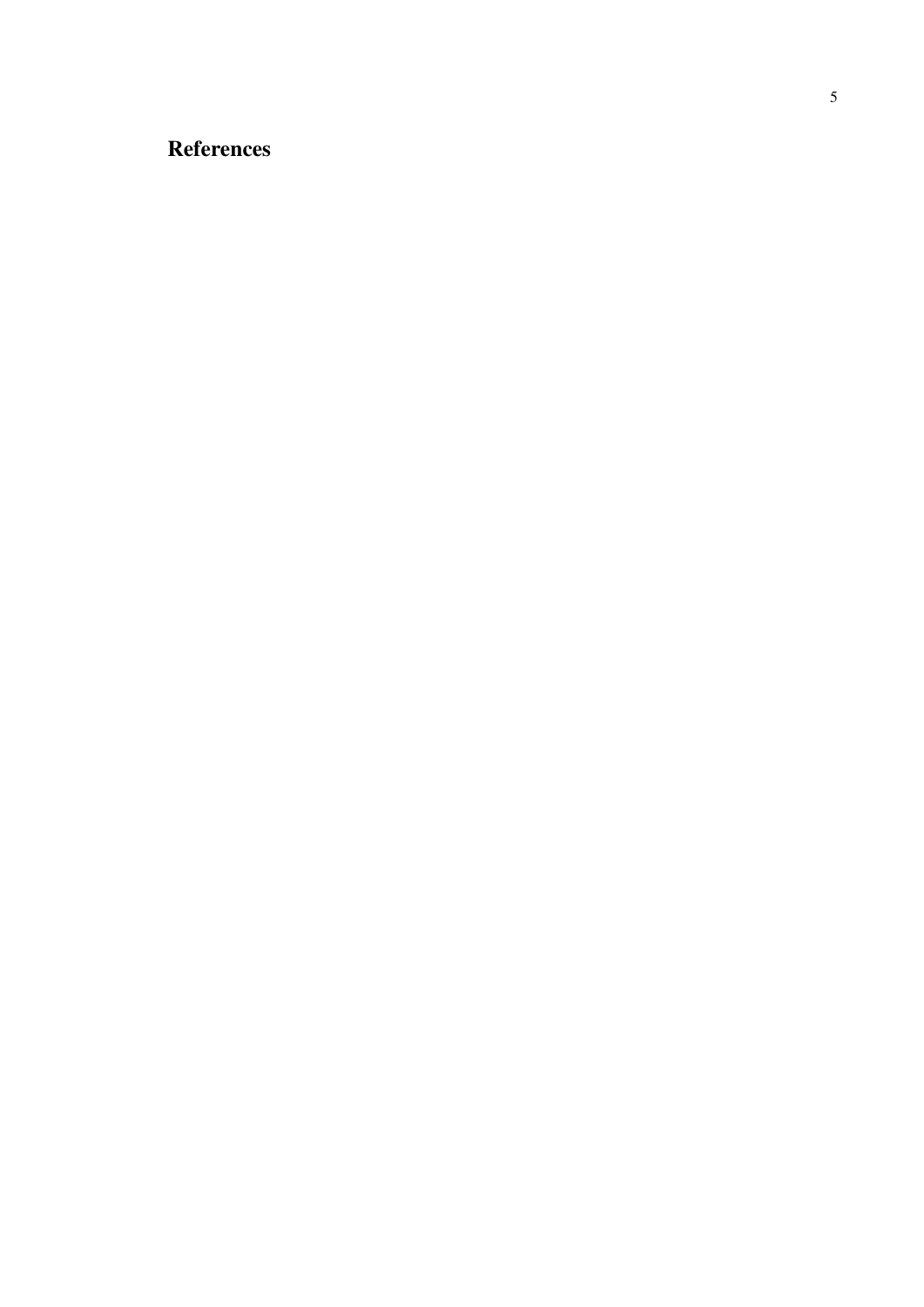# References